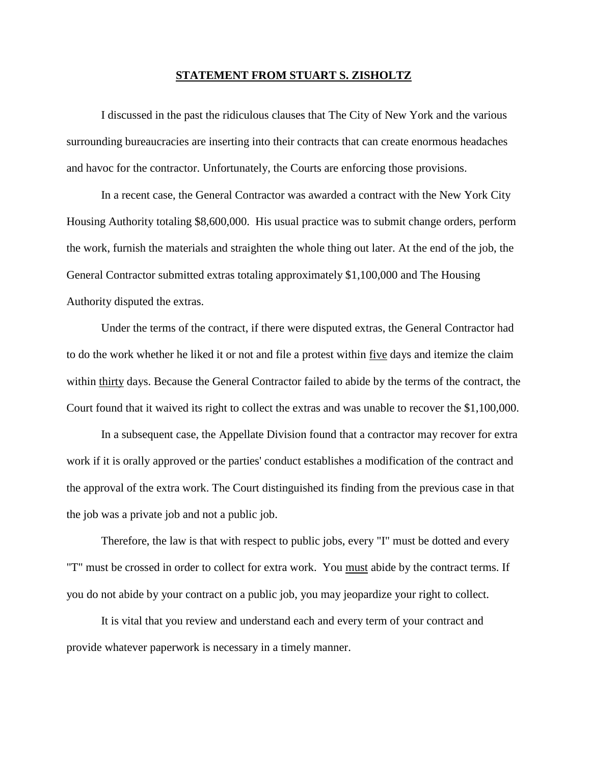# **STATEMENT FROM STUART S. ZISHOLTZ**

I discussed in the past the ridiculous clauses that The City of New York and the various surrounding bureaucracies are inserting into their contracts that can create enormous headaches and havoc for the contractor. Unfortunately, the Courts are enforcing those provisions.

In a recent case, the General Contractor was awarded a contract with the New York City Housing Authority totaling $8,600,000. His usual practice was to submit change orders, perform the work, furnish the materials and straighten the whole thing out later. At the end of the job, the General Contractor submitted extras totaling approximately $1,100,000 and The Housing Authority disputed the extras.

Under the terms of the contract, if there were disputed extras, the General Contractor had to do the work whether he liked it or not and file a protest within <u>five</u> days and itemize the claim within <u>thirty</u> days. Because the General Contractor failed to abide by the terms of the contract, the Court found that it waived its right to collect the extras and was unable to recover the $1,100,000.

In a subsequent case, the Appellate Division found that a contractor may recover for extra work if it is orally approved or the parties' conduct establishes a modification of the contract and the approval of the extra work. The Court distinguished its finding from the previous case in that the job was a private job and not a public job.

Therefore, the law is that with respect to public jobs, every "I" must be dotted and every "T" must be crossed in order to collect for extra work. You <u>must</u> abide by the contract terms. If you do not abide by your contract on a public job, you may jeopardize your right to collect.

It is vital that you review and understand each and every term of your contract and provide whatever paperwork is necessary in a timely manner.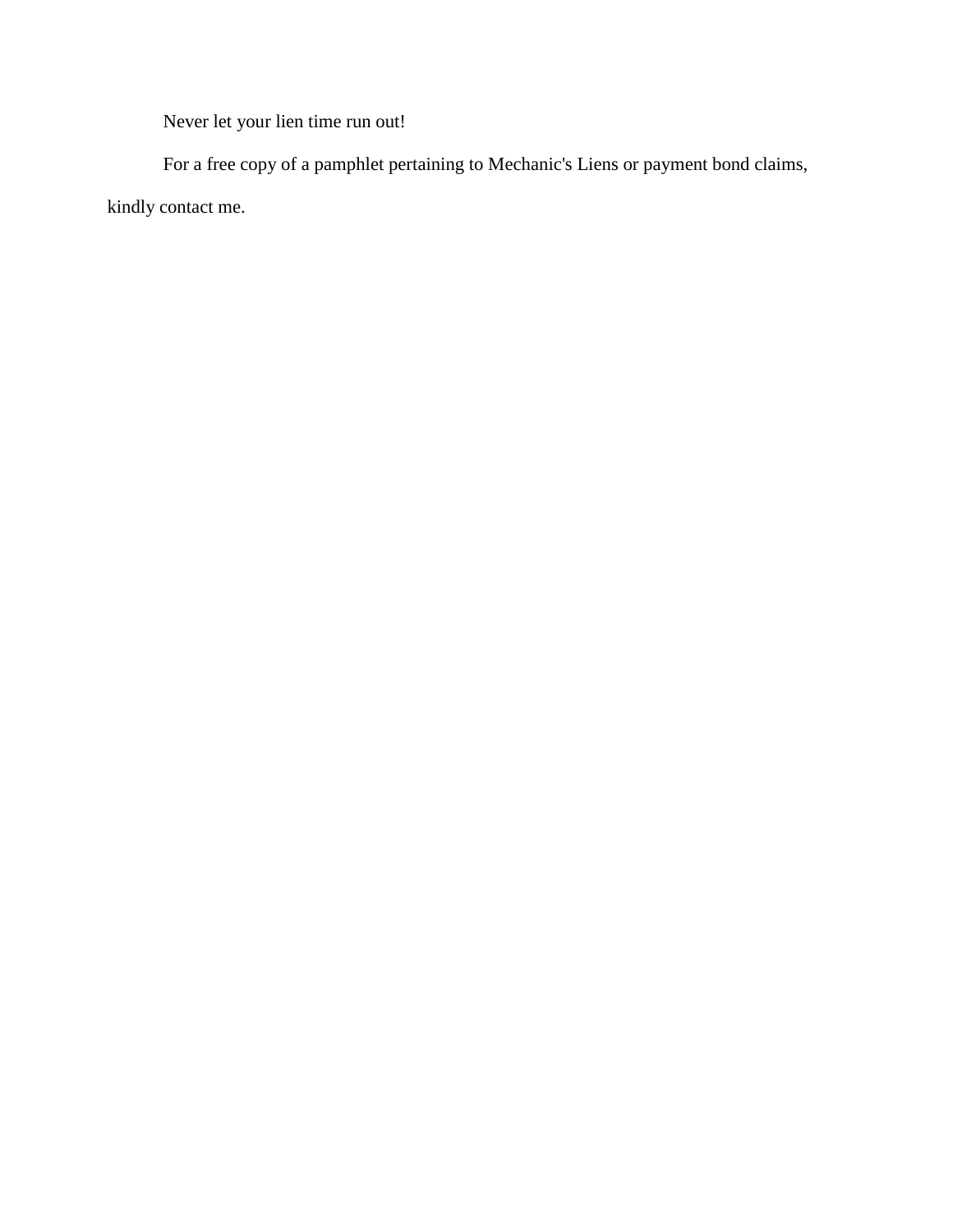Never let your lien time run out!

For a free copy of a pamphlet pertaining to Mechanic's Liens or payment bond claims, kindly contact me.